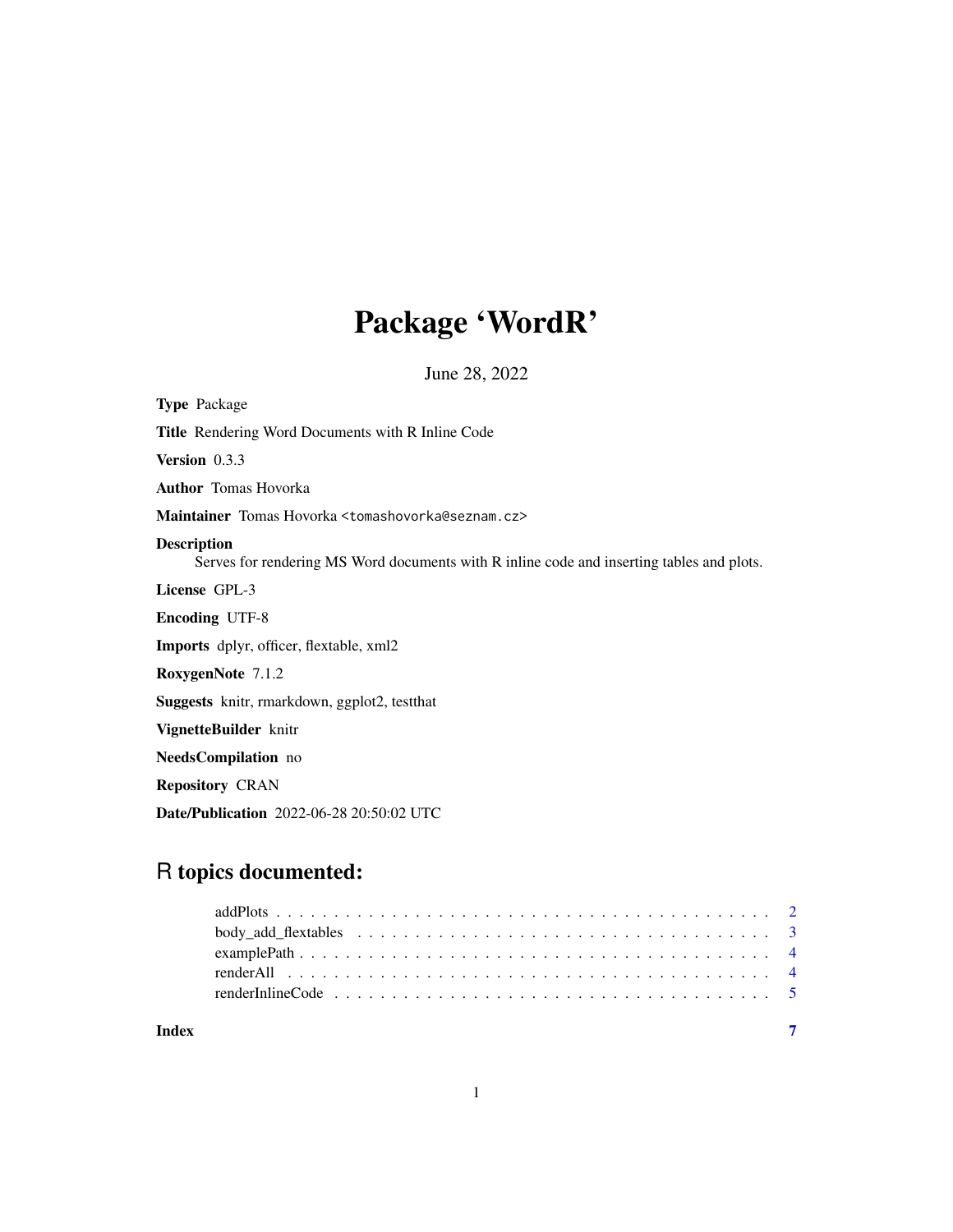# Package 'WordR'

June 28, 2022

**Type** Package

**Title** Rendering Word Documents with R Inline Code

**Version** 0.3.3

**Author** Tomas Hovorka

**Maintainer** Tomas Hovorka <tomashovorka@seznam.cz>

**Description**
Serves for rendering MS Word documents with R inline code and inserting tables and plots.

**License** GPL-3

**Encoding** UTF-8

**Imports** dplyr, officer, flextable, xml2

**RoxygenNote** 7.1.2

**Suggests** knitr, rmarkdown, ggplot2, testthat

**VignetteBuilder** knitr

**NeedsCompilation** no

**Repository** CRAN

**Date/Publication** 2022-06-28 20:50:02 UTC

## R topics documented:

addPlots . . . . . . . . . . . . . . . . . . . . . . . . . . . . . . . . . . . . . . . . 2
body_add_flextables . . . . . . . . . . . . . . . . . . . . . . . . . . . . . . . . . . 3
examplePath . . . . . . . . . . . . . . . . . . . . . . . . . . . . . . . . . . . . . . 4
renderAll . . . . . . . . . . . . . . . . . . . . . . . . . . . . . . . . . . . . . . . 4
renderInlineCode . . . . . . . . . . . . . . . . . . . . . . . . . . . . . . . . . . . 5

**Index** 7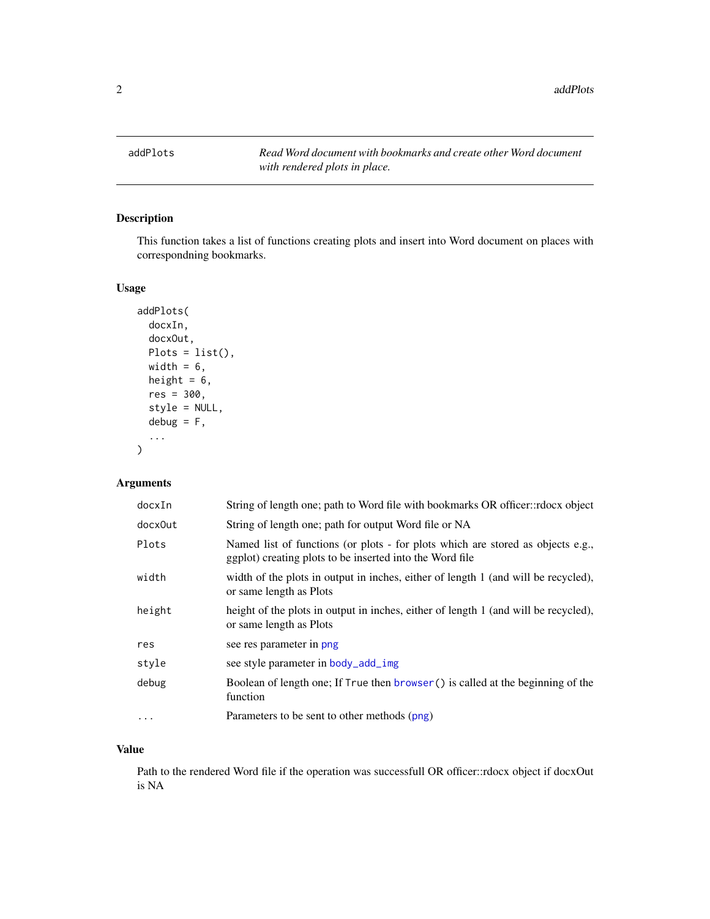## addPlots — *Read Word document with bookmarks and create other Word document with rendered plots in place.*

### Description

This function takes a list of functions creating plots and insert into Word document on places with correspondning bookmarks.

### Usage

```
addPlots(
  docxIn,
  docxOut,
  Plots = list(),
  width = 6,
  height = 6,
  res = 300,
  style = NULL,
  debug = F,
  ...
)
```

### Arguments

| | |
|---|---|
| `docxIn` | String of length one; path to Word file with bookmarks OR officer::rdocx object |
| `docxOut` | String of length one; path for output Word file or NA |
| `Plots` | Named list of functions (or plots - for plots which are stored as objects e.g., ggplot) creating plots to be inserted into the Word file |
| `width` | width of the plots in output in inches, either of length 1 (and will be recycled), or same length as Plots |
| `height` | height of the plots in output in inches, either of length 1 (and will be recycled), or same length as Plots |
| `res` | see res parameter in `png` |
| `style` | see style parameter in `body_add_img` |
| `debug` | Boolean of length one; If `True` then `browser()` is called at the beginning of the function |
| `...` | Parameters to be sent to other methods (`png`) |

### Value

Path to the rendered Word file if the operation was successfull OR officer::rdocx object if docxOut is NA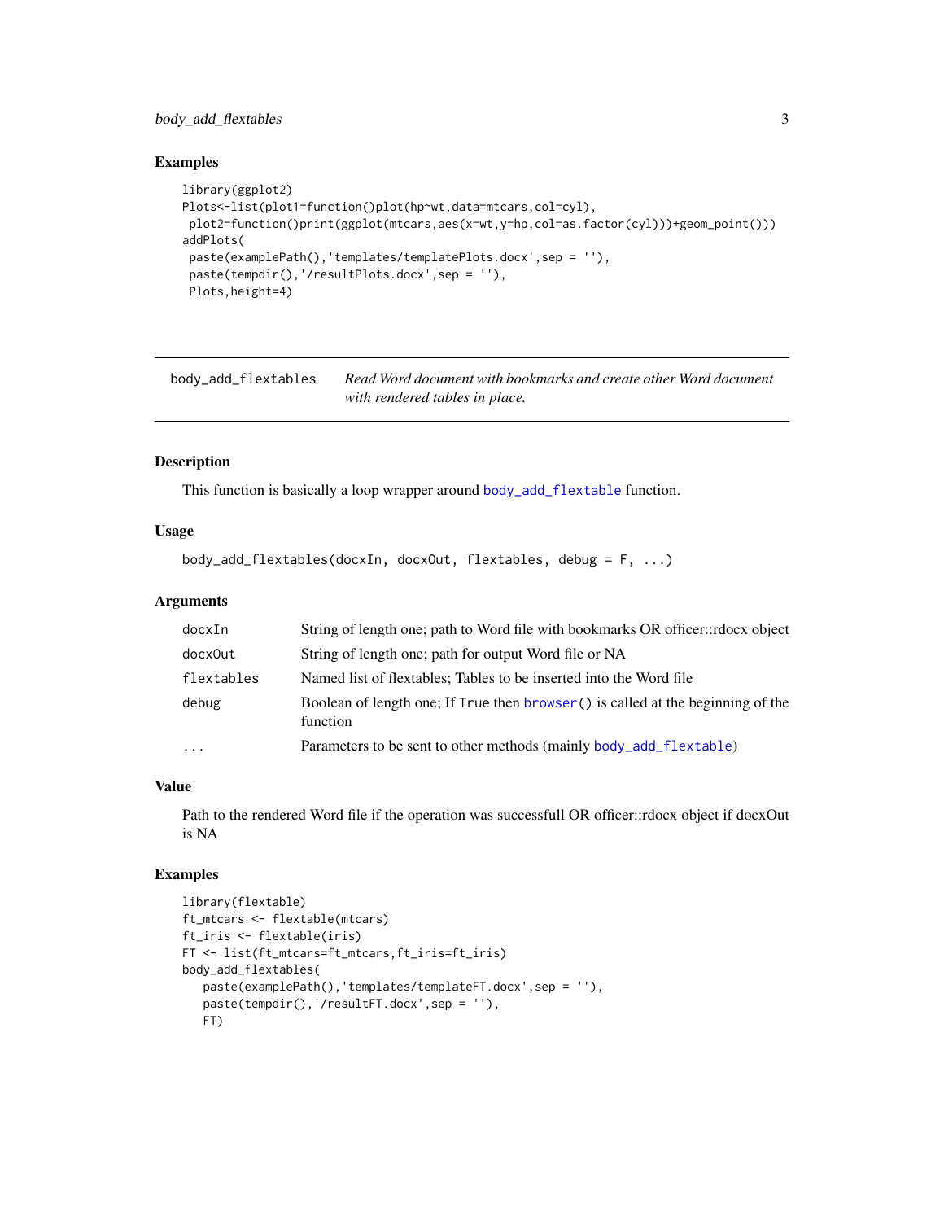### Examples

```
library(ggplot2)
Plots<-list(plot1=function()plot(hp~wt,data=mtcars,col=cyl),
 plot2=function()print(ggplot(mtcars,aes(x=wt,y=hp,col=as.factor(cyl)))+geom_point()))
addPlots(
 paste(examplePath(),'templates/templatePlots.docx',sep = ''),
 paste(tempdir(),'/resultPlots.docx',sep = ''),
 Plots,height=4)
```

---

## body_add_flextables

*Read Word document with bookmarks and create other Word document with rendered tables in place.*

---

### Description

This function is basically a loop wrapper around `body_add_flextable` function.

### Usage

```
body_add_flextables(docxIn, docxOut, flextables, debug = F, ...)
```

### Arguments

| | |
|---|---|
| `docxIn` | String of length one; path to Word file with bookmarks OR officer::rdocx object |
| `docxOut` | String of length one; path for output Word file or NA |
| `flextables` | Named list of flextables; Tables to be inserted into the Word file |
| `debug` | Boolean of length one; If `True` then `browser()` is called at the beginning of the function |
| `...` | Parameters to be sent to other methods (mainly `body_add_flextable`) |

### Value

Path to the rendered Word file if the operation was successfull OR officer::rdocx object if docxOut is NA

### Examples

```
library(flextable)
ft_mtcars <- flextable(mtcars)
ft_iris <- flextable(iris)
FT <- list(ft_mtcars=ft_mtcars,ft_iris=ft_iris)
body_add_flextables(
   paste(examplePath(),'templates/templateFT.docx',sep = ''),
   paste(tempdir(),'/resultFT.docx',sep = ''),
   FT)
```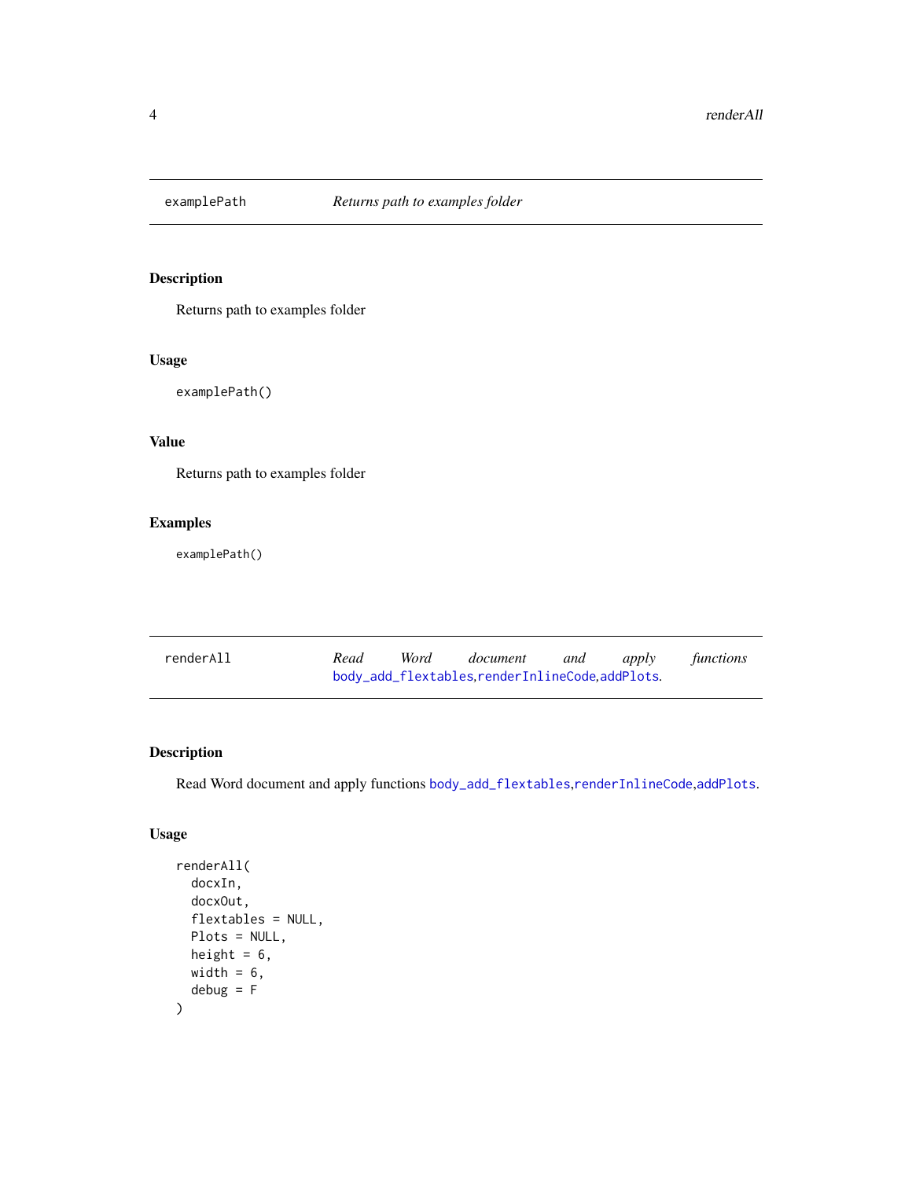## examplePath — *Returns path to examples folder*

### Description

Returns path to examples folder

### Usage

```
examplePath()
```

### Value

Returns path to examples folder

### Examples

```
examplePath()
```

## renderAll — *Read Word document and apply functions body_add_flextables,renderInlineCode,addPlots.*

### Description

Read Word document and apply functions body_add_flextables,renderInlineCode,addPlots.

### Usage

```
renderAll(
  docxIn,
  docxOut,
  flextables = NULL,
  Plots = NULL,
  height = 6,
  width = 6,
  debug = F
)
```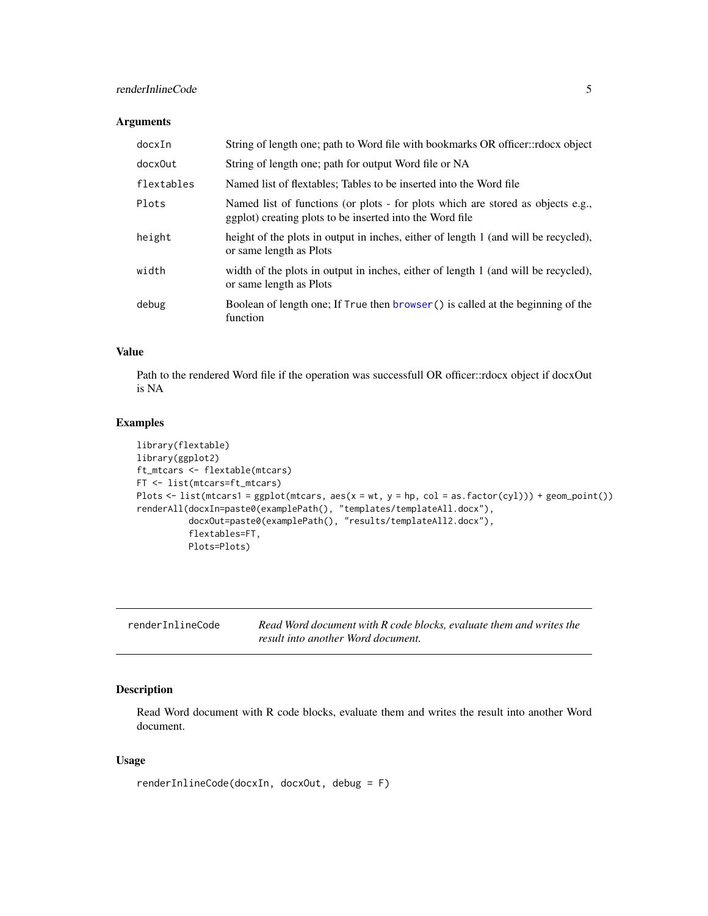## Arguments

| | |
|---|---|
| docxIn | String of length one; path to Word file with bookmarks OR officer::rdocx object |
| docxOut | String of length one; path for output Word file or NA |
| flextables | Named list of flextables; Tables to be inserted into the Word file |
| Plots | Named list of functions (or plots - for plots which are stored as objects e.g., ggplot) creating plots to be inserted into the Word file |
| height | height of the plots in output in inches, either of length 1 (and will be recycled), or same length as Plots |
| width | width of the plots in output in inches, either of length 1 (and will be recycled), or same length as Plots |
| debug | Boolean of length one; If True then browser() is called at the beginning of the function |

## Value

Path to the rendered Word file if the operation was successfull OR officer::rdocx object if docxOut is NA

## Examples

```
library(flextable)
library(ggplot2)
ft_mtcars <- flextable(mtcars)
FT <- list(mtcars=ft_mtcars)
Plots <- list(mtcars1 = ggplot(mtcars, aes(x = wt, y = hp, col = as.factor(cyl))) + geom_point())
renderAll(docxIn=paste0(examplePath(), "templates/templateAll.docx"),
          docxOut=paste0(examplePath(), "results/templateAll2.docx"),
          flextables=FT,
          Plots=Plots)
```

---

# renderInlineCode

*Read Word document with R code blocks, evaluate them and writes the result into another Word document.*

## Description

Read Word document with R code blocks, evaluate them and writes the result into another Word document.

## Usage

```
renderInlineCode(docxIn, docxOut, debug = F)
```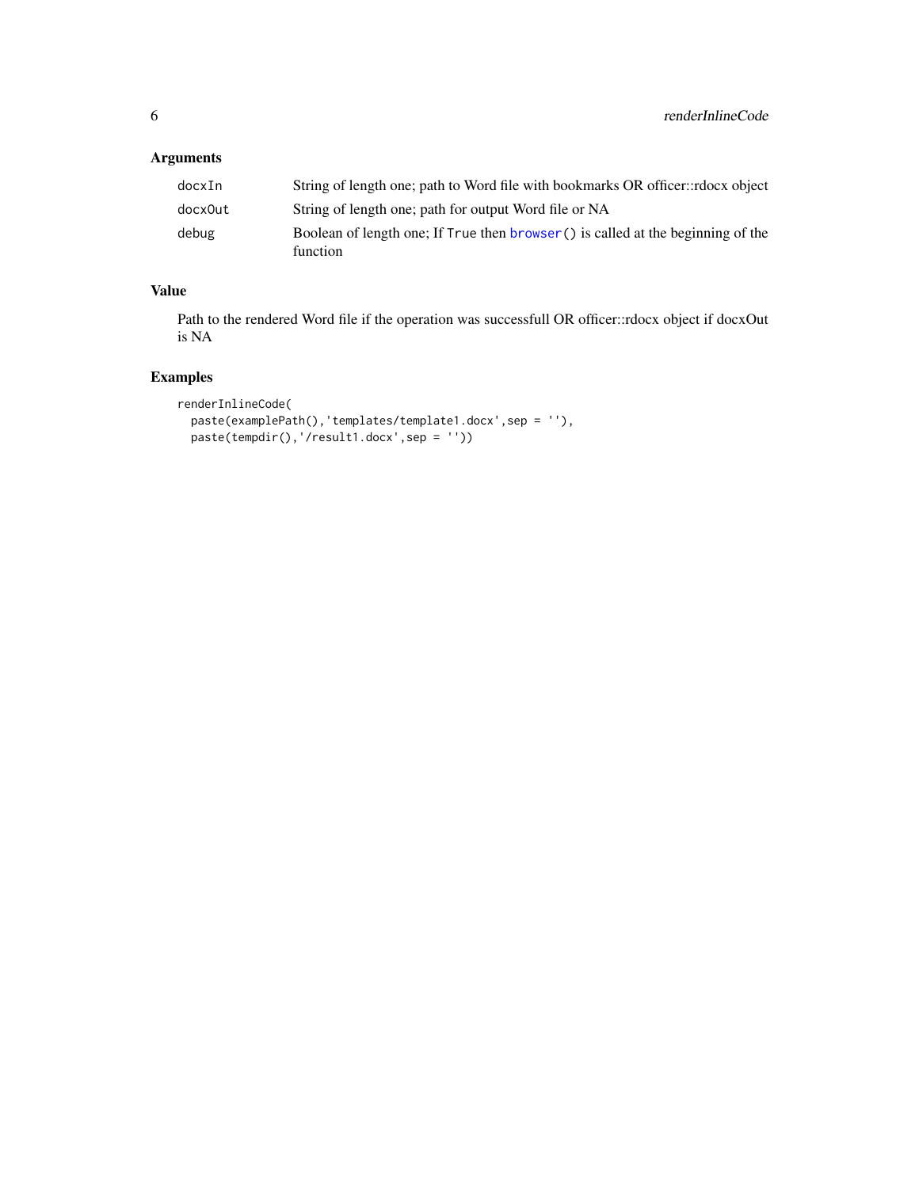## Arguments

| | |
|---|---|
| `docxIn` | String of length one; path to Word file with bookmarks OR officer::rdocx object |
| `docxOut` | String of length one; path for output Word file or NA |
| `debug` | Boolean of length one; If `True` then `browser()` is called at the beginning of the function |

## Value

Path to the rendered Word file if the operation was successfull OR officer::rdocx object if docxOut is NA

## Examples

```
renderInlineCode(
  paste(examplePath(),'templates/template1.docx',sep = ''),
  paste(tempdir(),'/result1.docx',sep = ''))
```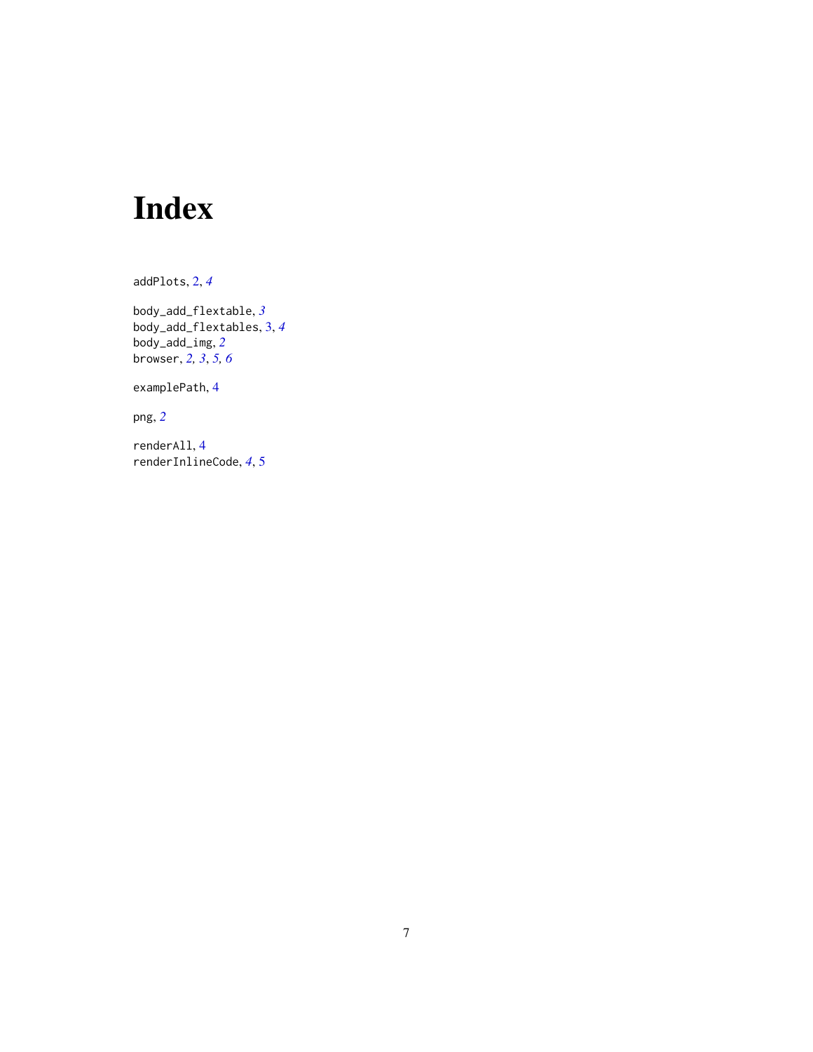# Index

addPlots, 2, *4*

body_add_flextable, *3*
body_add_flextables, 3, *4*
body_add_img, *2*
browser, *2, 3*, *5, 6*

examplePath, 4

png, *2*

renderAll, 4
renderInlineCode, *4*, 5